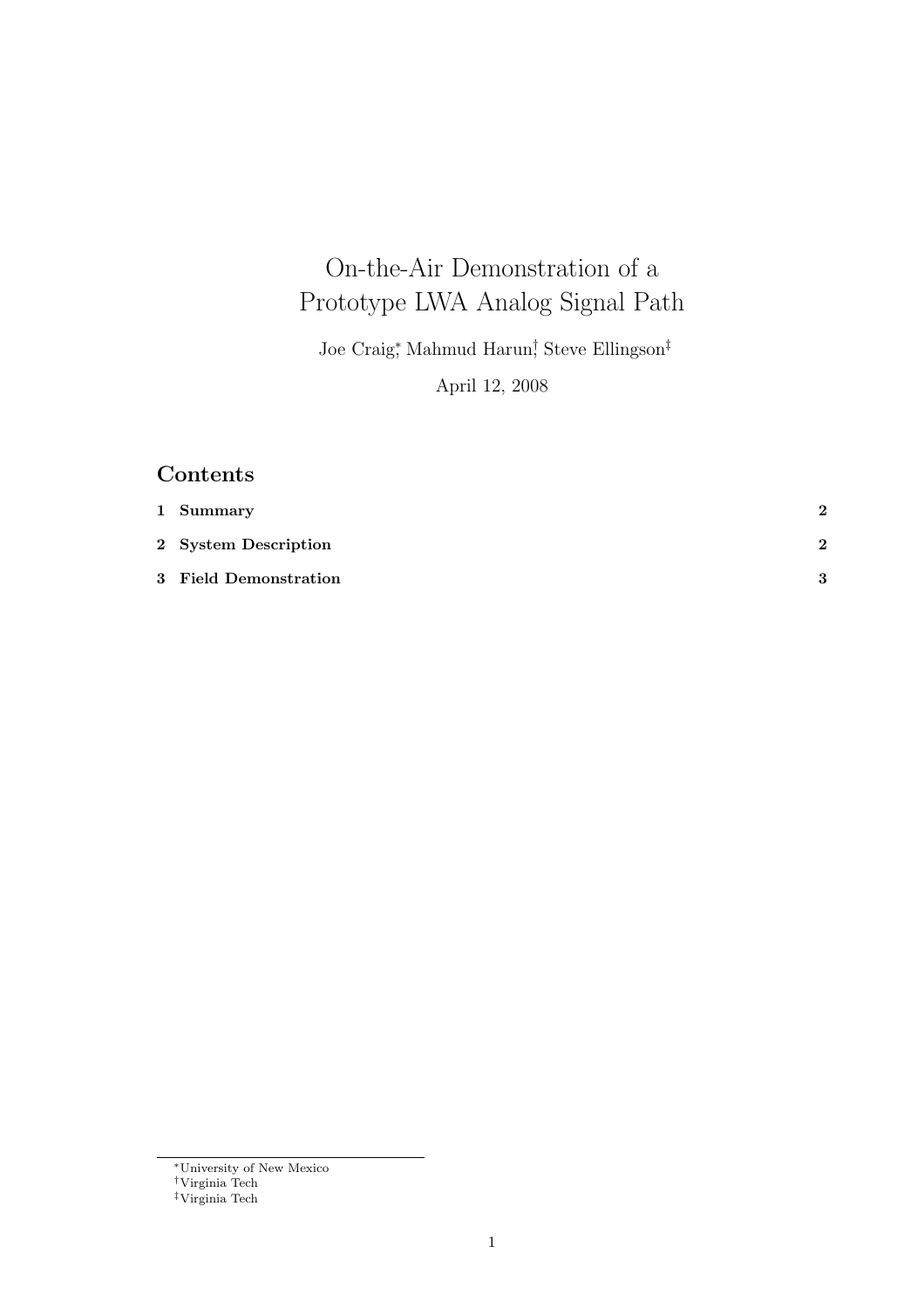# On-the-Air Demonstration of a Prototype LWA Analog Signal Path

Joe Craig[*], Mahmud Harun[†], Steve Ellingson[‡]

April 12, 2008

## Contents

| | |
|---|---|
| **1 Summary** | **2** |
| **2 System Description** | **2** |
| **3 Field Demonstration** | **3** |

[*] University of New Mexico

[†] Virginia Tech

[‡] Virginia Tech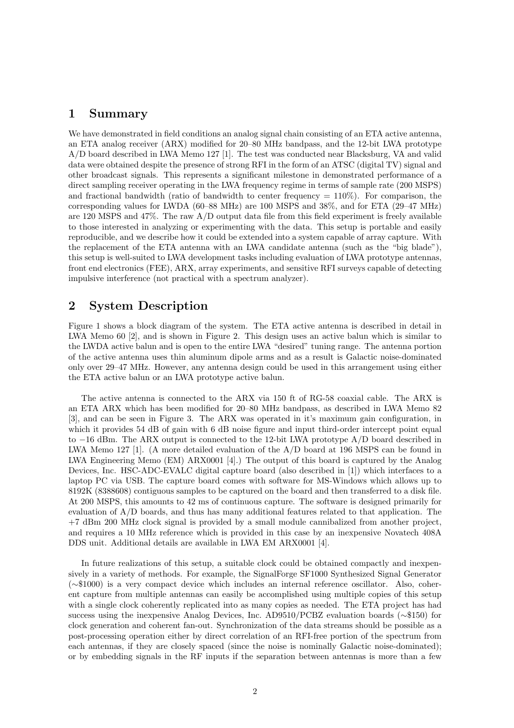## 1 Summary

We have demonstrated in field conditions an analog signal chain consisting of an ETA active antenna, an ETA analog receiver (ARX) modified for 20–80 MHz bandpass, and the 12-bit LWA prototype A/D board described in LWA Memo 127 [1]. The test was conducted near Blacksburg, VA and valid data were obtained despite the presence of strong RFI in the form of an ATSC (digital TV) signal and other broadcast signals. This represents a significant milestone in demonstrated performance of a direct sampling receiver operating in the LWA frequency regime in terms of sample rate (200 MSPS) and fractional bandwidth (ratio of bandwidth to center frequency = 110%). For comparison, the corresponding values for LWDA (60–88 MHz) are 100 MSPS and 38%, and for ETA (29–47 MHz) are 120 MSPS and 47%. The raw A/D output data file from this field experiment is freely available to those interested in analyzing or experimenting with the data. This setup is portable and easily reproducible, and we describe how it could be extended into a system capable of array capture. With the replacement of the ETA antenna with an LWA candidate antenna (such as the "big blade"), this setup is well-suited to LWA development tasks including evaluation of LWA prototype antennas, front end electronics (FEE), ARX, array experiments, and sensitive RFI surveys capable of detecting impulsive interference (not practical with a spectrum analyzer).

## 2 System Description

Figure 1 shows a block diagram of the system. The ETA active antenna is described in detail in LWA Memo 60 [2], and is shown in Figure 2. This design uses an active balun which is similar to the LWDA active balun and is open to the entire LWA "desired" tuning range. The antenna portion of the active antenna uses thin aluminum dipole arms and as a result is Galactic noise-dominated only over 29–47 MHz. However, any antenna design could be used in this arrangement using either the ETA active balun or an LWA prototype active balun.

The active antenna is connected to the ARX via 150 ft of RG-58 coaxial cable. The ARX is an ETA ARX which has been modified for 20–80 MHz bandpass, as described in LWA Memo 82 [3], and can be seen in Figure 3. The ARX was operated in it's maximum gain configuration, in which it provides 54 dB of gain with 6 dB noise figure and input third-order intercept point equal to −16 dBm. The ARX output is connected to the 12-bit LWA prototype A/D board described in LWA Memo 127 [1]. (A more detailed evaluation of the A/D board at 196 MSPS can be found in LWA Engineering Memo (EM) ARX0001 [4].) The output of this board is captured by the Analog Devices, Inc. HSC-ADC-EVALC digital capture board (also described in [1]) which interfaces to a laptop PC via USB. The capture board comes with software for MS-Windows which allows up to 8192K (8388608) contiguous samples to be captured on the board and then transferred to a disk file. At 200 MSPS, this amounts to 42 ms of continuous capture. The software is designed primarily for evaluation of A/D boards, and thus has many additional features related to that application. The +7 dBm 200 MHz clock signal is provided by a small module cannibalized from another project, and requires a 10 MHz reference which is provided in this case by an inexpensive Novatech 408A DDS unit. Additional details are available in LWA EM ARX0001 [4].

In future realizations of this setup, a suitable clock could be obtained compactly and inexpensively in a variety of methods. For example, the SignalForge SF1000 Synthesized Signal Generator (∼\$1000) is a very compact device which includes an internal reference oscillator. Also, coherent capture from multiple antennas can easily be accomplished using multiple copies of this setup with a single clock coherently replicated into as many copies as needed. The ETA project has had success using the inexpensive Analog Devices, Inc. AD9510/PCBZ evaluation boards (∼\$150) for clock generation and coherent fan-out. Synchronization of the data streams should be possible as a post-processing operation either by direct correlation of an RFI-free portion of the spectrum from each antennas, if they are closely spaced (since the noise is nominally Galactic noise-dominated); or by embedding signals in the RF inputs if the separation between antennas is more than a few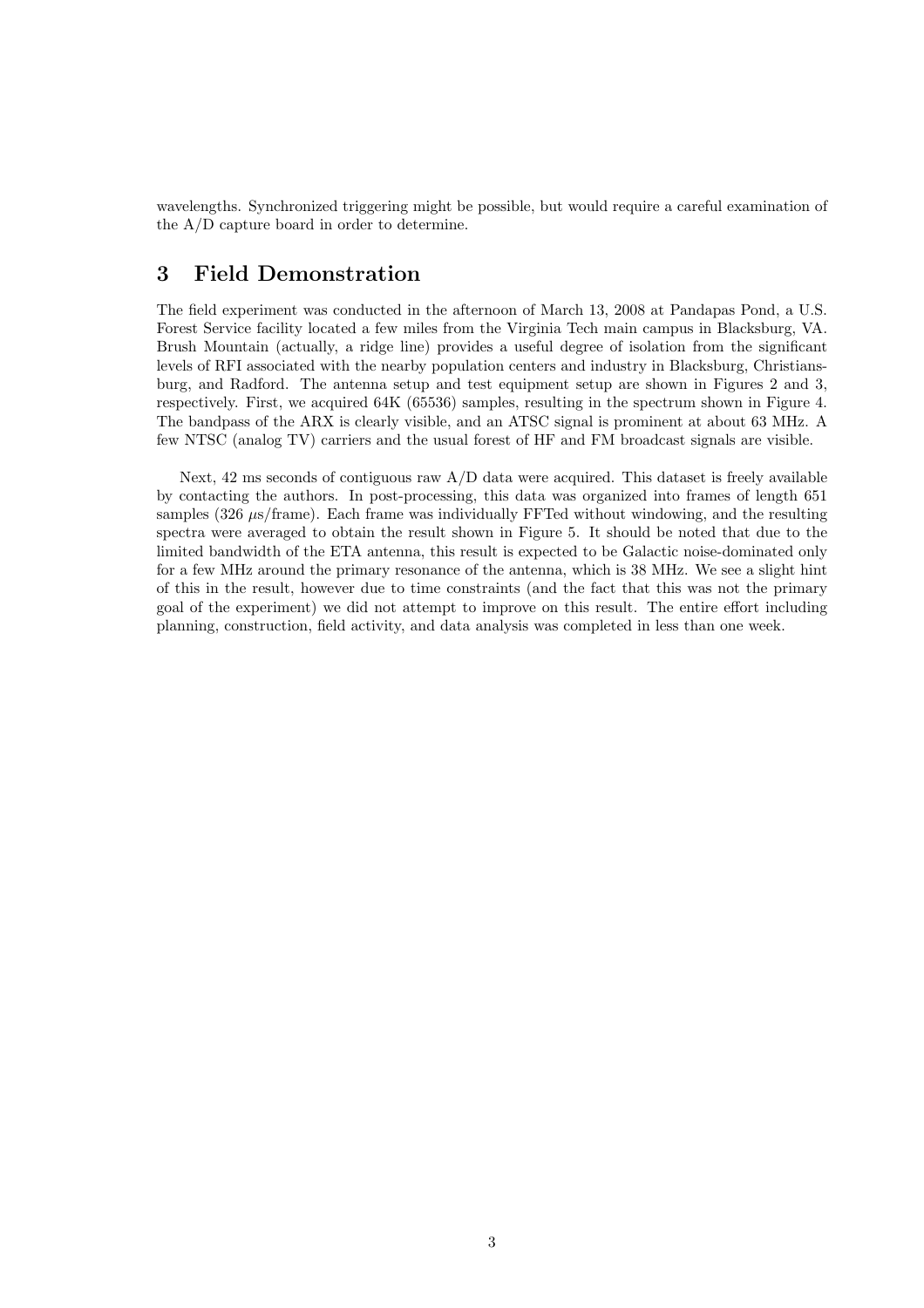wavelengths. Synchronized triggering might be possible, but would require a careful examination of the A/D capture board in order to determine.

## 3 Field Demonstration

The field experiment was conducted in the afternoon of March 13, 2008 at Pandapas Pond, a U.S. Forest Service facility located a few miles from the Virginia Tech main campus in Blacksburg, VA. Brush Mountain (actually, a ridge line) provides a useful degree of isolation from the significant levels of RFI associated with the nearby population centers and industry in Blacksburg, Christiansburg, and Radford. The antenna setup and test equipment setup are shown in Figures 2 and 3, respectively. First, we acquired 64K (65536) samples, resulting in the spectrum shown in Figure 4. The bandpass of the ARX is clearly visible, and an ATSC signal is prominent at about 63 MHz. A few NTSC (analog TV) carriers and the usual forest of HF and FM broadcast signals are visible.

Next, 42 ms seconds of contiguous raw A/D data were acquired. This dataset is freely available by contacting the authors. In post-processing, this data was organized into frames of length 651 samples (326 $\mu$s/frame). Each frame was individually FFTed without windowing, and the resulting spectra were averaged to obtain the result shown in Figure 5. It should be noted that due to the limited bandwidth of the ETA antenna, this result is expected to be Galactic noise-dominated only for a few MHz around the primary resonance of the antenna, which is 38 MHz. We see a slight hint of this in the result, however due to time constraints (and the fact that this was not the primary goal of the experiment) we did not attempt to improve on this result. The entire effort including planning, construction, field activity, and data analysis was completed in less than one week.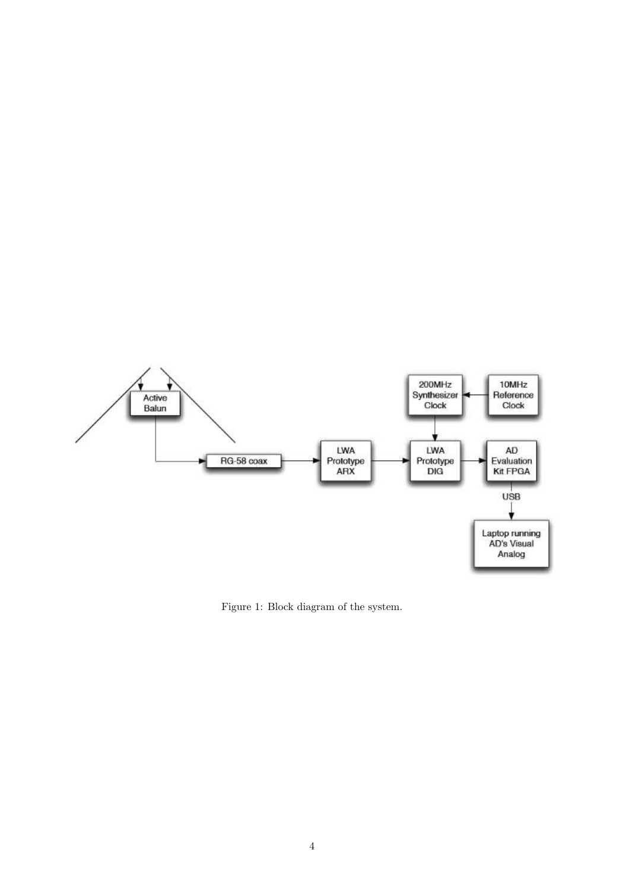Figure 1: Block diagram of the system.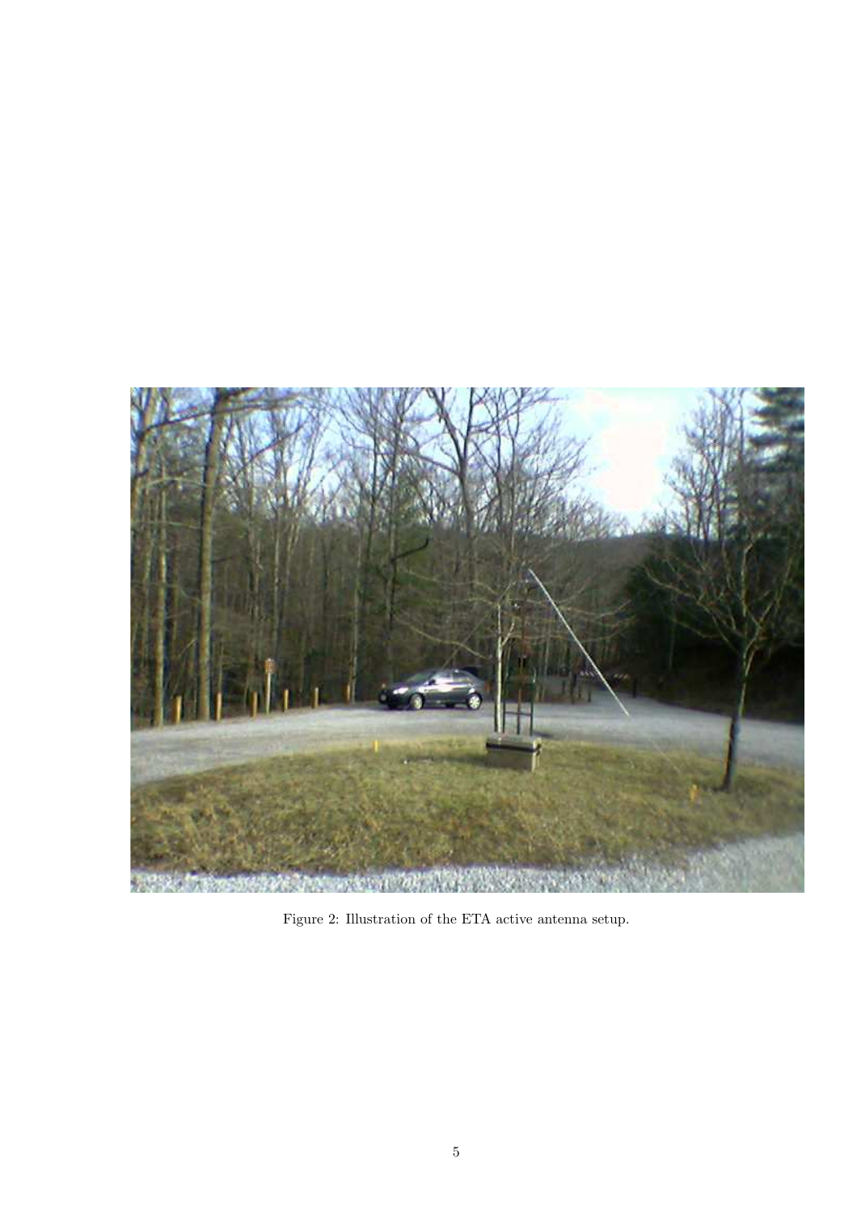Figure 2: Illustration of the ETA active antenna setup.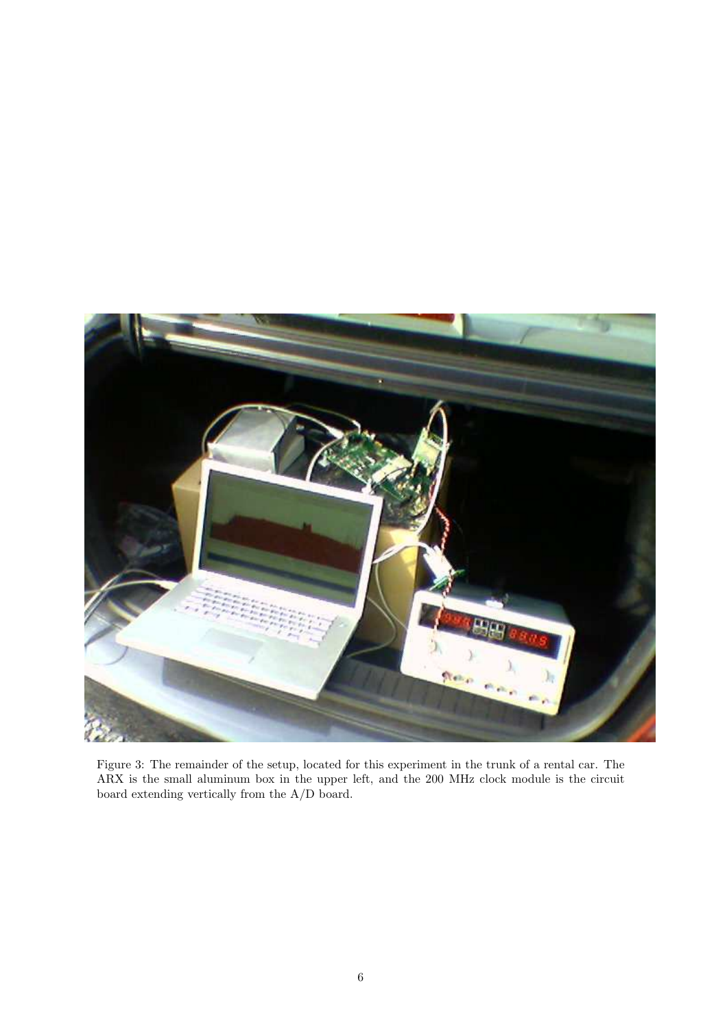Figure 3: The remainder of the setup, located for this experiment in the trunk of a rental car. The ARX is the small aluminum box in the upper left, and the 200 MHz clock module is the circuit board extending vertically from the A/D board.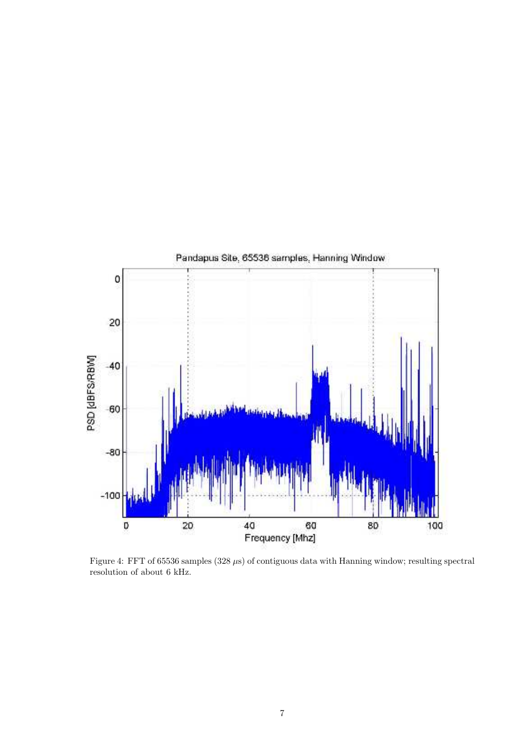Figure 4: FFT of 65536 samples (328 $\mu$s) of contiguous data with Hanning window; resulting spectral resolution of about 6 kHz.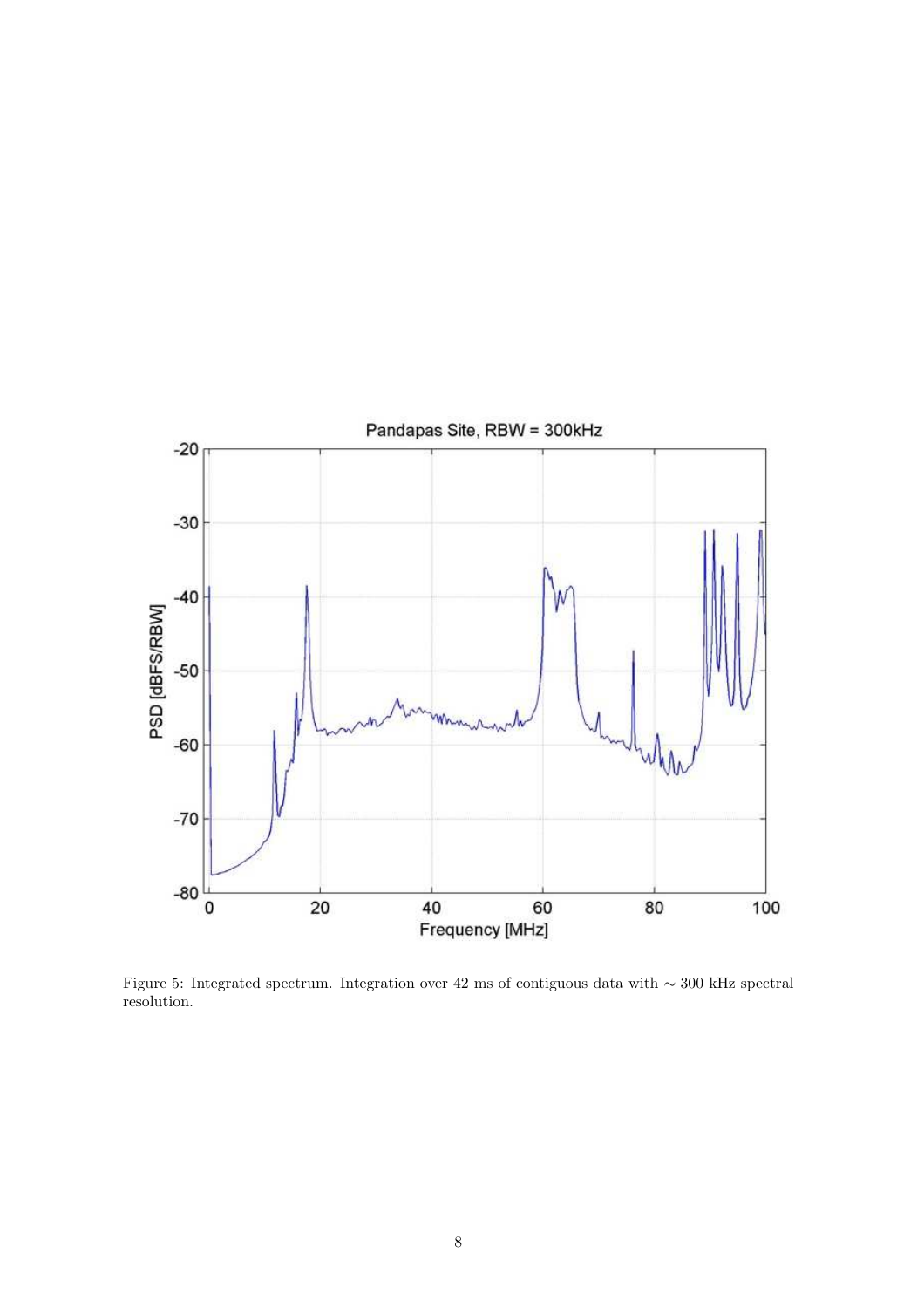Figure 5: Integrated spectrum. Integration over 42 ms of contiguous data with $\sim 300$ kHz spectral resolution.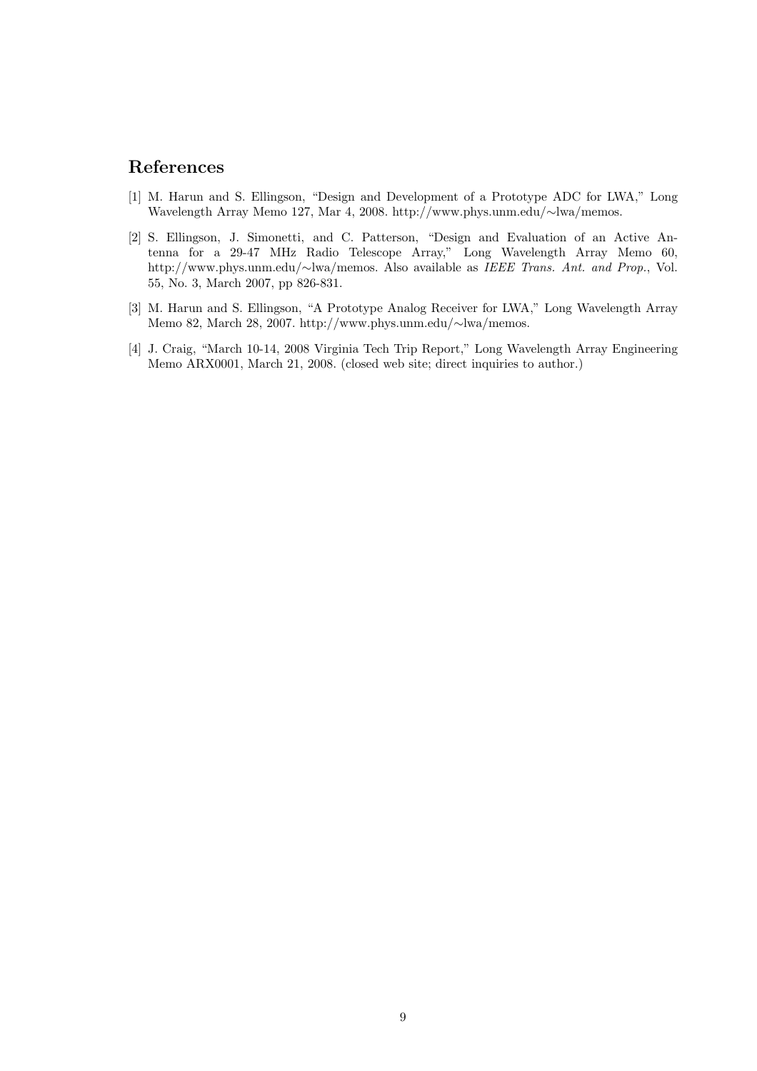## References

[1] M. Harun and S. Ellingson, "Design and Development of a Prototype ADC for LWA," Long Wavelength Array Memo 127, Mar 4, 2008. http://www.phys.unm.edu/∼lwa/memos.

[2] S. Ellingson, J. Simonetti, and C. Patterson, "Design and Evaluation of an Active Antenna for a 29-47 MHz Radio Telescope Array," Long Wavelength Array Memo 60, http://www.phys.unm.edu/∼lwa/memos. Also available as *IEEE Trans. Ant. and Prop.*, Vol. 55, No. 3, March 2007, pp 826-831.

[3] M. Harun and S. Ellingson, "A Prototype Analog Receiver for LWA," Long Wavelength Array Memo 82, March 28, 2007. http://www.phys.unm.edu/∼lwa/memos.

[4] J. Craig, "March 10-14, 2008 Virginia Tech Trip Report," Long Wavelength Array Engineering Memo ARX0001, March 21, 2008. (closed web site; direct inquiries to author.)